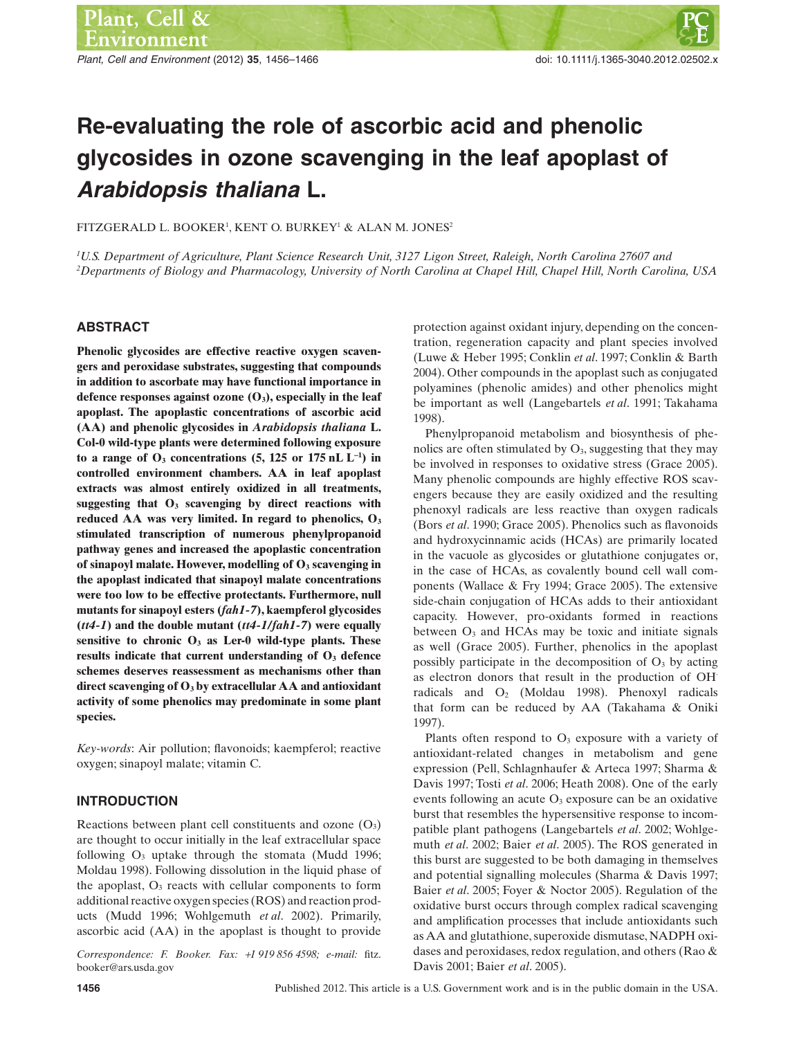# Re-evaluating the role of ascorbic acid and phenolic glycosides in ozone scavenging in the leaf apoplast of *Arabidopsis thaliana* L.

FITZGERALD L. BOOKER[1], KENT O. BURKEY[1] & ALAN M. JONES[2]

[1]*U.S. Department of Agriculture, Plant Science Research Unit, 3127 Ligon Street, Raleigh, North Carolina 27607 and* [2]*Departments of Biology and Pharmacology, University of North Carolina at Chapel Hill, Chapel Hill, North Carolina, USA*

## ABSTRACT

**Phenolic glycosides are effective reactive oxygen scavengers and peroxidase substrates, suggesting that compounds in addition to ascorbate may have functional importance in defence responses against ozone ($O_3$), especially in the leaf apoplast. The apoplastic concentrations of ascorbic acid (AA) and phenolic glycosides in *Arabidopsis thaliana* L. Col-0 wild-type plants were determined following exposure to a range of $O_3$ concentrations (5, 125 or 175 nL $L^{-1}$) in controlled environment chambers. AA in leaf apoplast extracts was almost entirely oxidized in all treatments, suggesting that $O_3$ scavenging by direct reactions with reduced AA was very limited. In regard to phenolics, $O_3$ stimulated transcription of numerous phenylpropanoid pathway genes and increased the apoplastic concentration of sinapoyl malate. However, modelling of $O_3$ scavenging in the apoplast indicated that sinapoyl malate concentrations were too low to be effective protectants. Furthermore, null mutants for sinapoyl esters (*fah1-7*), kaempferol glycosides (*tt4-1*) and the double mutant (*tt4-1/fah1-7*) were equally sensitive to chronic $O_3$ as Ler-0 wild-type plants. These results indicate that current understanding of $O_3$ defence schemes deserves reassessment as mechanisms other than direct scavenging of $O_3$ by extracellular AA and antioxidant activity of some phenolics may predominate in some plant species.**

*Key-words*: Air pollution; flavonoids; kaempferol; reactive oxygen; sinapoyl malate; vitamin C.

## INTRODUCTION

Reactions between plant cell constituents and ozone ($O_3$) are thought to occur initially in the leaf extracellular space following $O_3$ uptake through the stomata (Mudd 1996; Moldau 1998). Following dissolution in the liquid phase of the apoplast, $O_3$ reacts with cellular components to form additional reactive oxygen species (ROS) and reaction products (Mudd 1996; Wohlgemuth *et al*. 2002). Primarily, ascorbic acid (AA) in the apoplast is thought to provide protection against oxidant injury, depending on the concentration, regeneration capacity and plant species involved (Luwe & Heber 1995; Conklin *et al*. 1997; Conklin & Barth 2004). Other compounds in the apoplast such as conjugated polyamines (phenolic amides) and other phenolics might be important as well (Langebartels *et al*. 1991; Takahama 1998).

Phenylpropanoid metabolism and biosynthesis of phenolics are often stimulated by $O_3$, suggesting that they may be involved in responses to oxidative stress (Grace 2005). Many phenolic compounds are highly effective ROS scavengers because they are easily oxidized and the resulting phenoxyl radicals are less reactive than oxygen radicals (Bors *et al*. 1990; Grace 2005). Phenolics such as flavonoids and hydroxycinnamic acids (HCAs) are primarily located in the vacuole as glycosides or glutathione conjugates or, in the case of HCAs, as covalently bound cell wall components (Wallace & Fry 1994; Grace 2005). The extensive side-chain conjugation of HCAs adds to their antioxidant capacity. However, pro-oxidants formed in reactions between $O_3$ and HCAs may be toxic and initiate signals as well (Grace 2005). Further, phenolics in the apoplast possibly participate in the decomposition of $O_3$ by acting as electron donors that result in the production of $OH^{\cdot}$ radicals and $O_2$ (Moldau 1998). Phenoxyl radicals that form can be reduced by AA (Takahama & Oniki 1997).

Plants often respond to $O_3$ exposure with a variety of antioxidant-related changes in metabolism and gene expression (Pell, Schlagnhaufer & Arteca 1997; Sharma & Davis 1997; Tosti *et al*. 2006; Heath 2008). One of the early events following an acute $O_3$ exposure can be an oxidative burst that resembles the hypersensitive response to incompatible plant pathogens (Langebartels *et al*. 2002; Wohlgemuth *et al*. 2002; Baier *et al*. 2005). The ROS generated in this burst are suggested to be both damaging in themselves and potential signalling molecules (Sharma & Davis 1997; Baier *et al*. 2005; Foyer & Noctor 2005). Regulation of the oxidative burst occurs through complex radical scavenging and amplification processes that include antioxidants such as AA and glutathione, superoxide dismutase, NADPH oxidases and peroxidases, redox regulation, and others (Rao & Davis 2001; Baier *et al*. 2005).

*Correspondence: F. Booker. Fax: +1 919 856 4598; e-mail: fitz.booker@ars.usda.gov*

Published 2012. This article is a U.S. Government work and is in the public domain in the USA.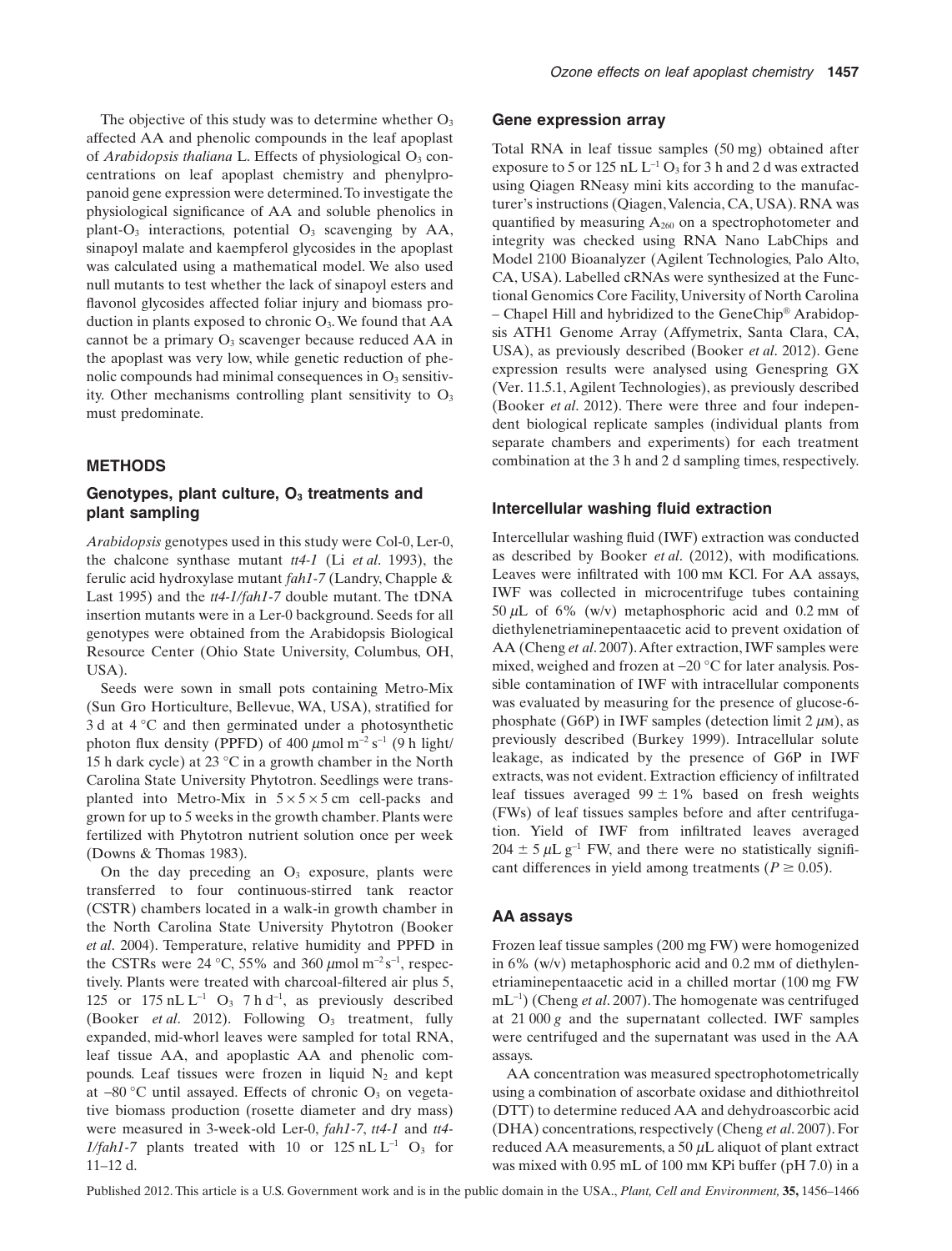The objective of this study was to determine whether $O_3$ affected AA and phenolic compounds in the leaf apoplast of *Arabidopsis thaliana* L. Effects of physiological $O_3$ concentrations on leaf apoplast chemistry and phenylpropanoid gene expression were determined. To investigate the physiological significance of AA and soluble phenolics in plant-$O_3$ interactions, potential $O_3$ scavenging by AA, sinapoyl malate and kaempferol glycosides in the apoplast was calculated using a mathematical model. We also used null mutants to test whether the lack of sinapoyl esters and flavonol glycosides affected foliar injury and biomass production in plants exposed to chronic $O_3$. We found that AA cannot be a primary $O_3$ scavenger because reduced AA in the apoplast was very low, while genetic reduction of phenolic compounds had minimal consequences in $O_3$ sensitivity. Other mechanisms controlling plant sensitivity to $O_3$ must predominate.

## METHODS

### Genotypes, plant culture, $O_3$ treatments and plant sampling

*Arabidopsis* genotypes used in this study were Col-0, Ler-0, the chalcone synthase mutant *tt4-1* (Li *et al*. 1993), the ferulic acid hydroxylase mutant *fah1-7* (Landry, Chapple & Last 1995) and the *tt4-1/fah1-7* double mutant. The tDNA insertion mutants were in a Ler-0 background. Seeds for all genotypes were obtained from the Arabidopsis Biological Resource Center (Ohio State University, Columbus, OH, USA).

Seeds were sown in small pots containing Metro-Mix (Sun Gro Horticulture, Bellevue, WA, USA), stratified for 3 d at 4 °C and then germinated under a photosynthetic photon flux density (PPFD) of 400 $\mu$mol m$^{-2}$ s$^{-1}$ (9 h light/15 h dark cycle) at 23 °C in a growth chamber in the North Carolina State University Phytotron. Seedlings were transplanted into Metro-Mix in $5 \times 5 \times 5$ cm cell-packs and grown for up to 5 weeks in the growth chamber. Plants were fertilized with Phytotron nutrient solution once per week (Downs & Thomas 1983).

On the day preceding an $O_3$ exposure, plants were transferred to four continuous-stirred tank reactor (CSTR) chambers located in a walk-in growth chamber in the North Carolina State University Phytotron (Booker *et al*. 2004). Temperature, relative humidity and PPFD in the CSTRs were 24 °C, 55% and 360 $\mu$mol m$^{-2}$ s$^{-1}$, respectively. Plants were treated with charcoal-filtered air plus 5, 125 or 175 nL L$^{-1}$ $O_3$ 7 h d$^{-1}$, as previously described (Booker *et al*. 2012). Following $O_3$ treatment, fully expanded, mid-whorl leaves were sampled for total RNA, leaf tissue AA, and apoplastic AA and phenolic compounds. Leaf tissues were frozen in liquid $N_2$ and kept at −80 °C until assayed. Effects of chronic $O_3$ on vegetative biomass production (rosette diameter and dry mass) were measured in 3-week-old Ler-0, *fah1-7*, *tt4-1* and *tt4-1/fah1-7* plants treated with 10 or 125 nL L$^{-1}$ $O_3$ for 11–12 d.

### Gene expression array

Total RNA in leaf tissue samples (50 mg) obtained after exposure to 5 or 125 nL L$^{-1}$ $O_3$ for 3 h and 2 d was extracted using Qiagen RNeasy mini kits according to the manufacturer's instructions (Qiagen, Valencia, CA, USA). RNA was quantified by measuring $A_{260}$ on a spectrophotometer and integrity was checked using RNA Nano LabChips and Model 2100 Bioanalyzer (Agilent Technologies, Palo Alto, CA, USA). Labelled cRNAs were synthesized at the Functional Genomics Core Facility, University of North Carolina – Chapel Hill and hybridized to the GeneChip® Arabidopsis ATH1 Genome Array (Affymetrix, Santa Clara, CA, USA), as previously described (Booker *et al*. 2012). Gene expression results were analysed using Genespring GX (Ver. 11.5.1, Agilent Technologies), as previously described (Booker *et al*. 2012). There were three and four independent biological replicate samples (individual plants from separate chambers and experiments) for each treatment combination at the 3 h and 2 d sampling times, respectively.

### Intercellular washing fluid extraction

Intercellular washing fluid (IWF) extraction was conducted as described by Booker *et al*. (2012), with modifications. Leaves were infiltrated with 100 mM KCl. For AA assays, IWF was collected in microcentrifuge tubes containing 50 $\mu$L of 6% (w/v) metaphosphoric acid and 0.2 mM of diethylenetriaminepentaacetic acid to prevent oxidation of AA (Cheng *et al*. 2007). After extraction, IWF samples were mixed, weighed and frozen at −20 °C for later analysis. Possible contamination of IWF with intracellular components was evaluated by measuring for the presence of glucose-6-phosphate (G6P) in IWF samples (detection limit 2 $\mu$M), as previously described (Burkey 1999). Intracellular solute leakage, as indicated by the presence of G6P in IWF extracts, was not evident. Extraction efficiency of infiltrated leaf tissues averaged $99 \pm 1\%$ based on fresh weights (FWs) of leaf tissues samples before and after centrifugation. Yield of IWF from infiltrated leaves averaged $204 \pm 5$ $\mu$L g$^{-1}$ FW, and there were no statistically significant differences in yield among treatments ($P \geq 0.05$).

### AA assays

Frozen leaf tissue samples (200 mg FW) were homogenized in 6% (w/v) metaphosphoric acid and 0.2 mM of diethylenetriaminepentaacetic acid in a chilled mortar (100 mg FW mL$^{-1}$) (Cheng *et al*. 2007). The homogenate was centrifuged at 21 000 *g* and the supernatant collected. IWF samples were centrifuged and the supernatant was used in the AA assays.

AA concentration was measured spectrophotometrically using a combination of ascorbate oxidase and dithiothreitol (DTT) to determine reduced AA and dehydroascorbic acid (DHA) concentrations, respectively (Cheng *et al*. 2007). For reduced AA measurements, a 50 $\mu$L aliquot of plant extract was mixed with 0.95 mL of 100 mM KPi buffer (pH 7.0) in a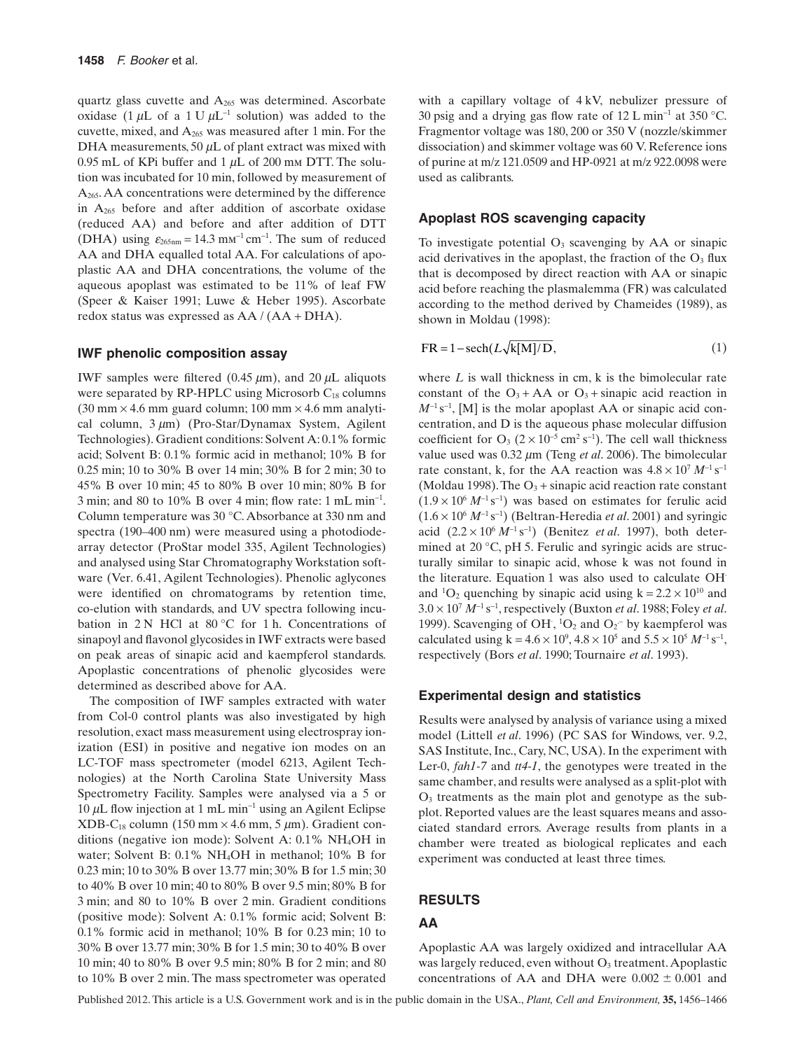quartz glass cuvette and $A_{265}$ was determined. Ascorbate oxidase (1 $\mu$L of a 1 U $\mu$L$^{-1}$ solution) was added to the cuvette, mixed, and $A_{265}$ was measured after 1 min. For the DHA measurements, 50 $\mu$L of plant extract was mixed with 0.95 mL of KPi buffer and 1 $\mu$L of 200 mM DTT. The solution was incubated for 10 min, followed by measurement of $A_{265}$. AA concentrations were determined by the difference in $A_{265}$ before and after addition of ascorbate oxidase (reduced AA) and before and after addition of DTT (DHA) using $\varepsilon_{265nm} = 14.3$ mM$^{-1}$ cm$^{-1}$. The sum of reduced AA and DHA equalled total AA. For calculations of apoplastic AA and DHA concentrations, the volume of the aqueous apoplast was estimated to be 11% of leaf FW (Speer & Kaiser 1991; Luwe & Heber 1995). Ascorbate redox status was expressed as AA / (AA + DHA).

### IWF phenolic composition assay

IWF samples were filtered (0.45 $\mu$m), and 20 $\mu$L aliquots were separated by RP-HPLC using Microsorb $C_{18}$ columns (30 mm × 4.6 mm guard column; 100 mm × 4.6 mm analytical column, 3 $\mu$m) (Pro-Star/Dynamax System, Agilent Technologies). Gradient conditions: Solvent A: 0.1% formic acid; Solvent B: 0.1% formic acid in methanol; 10% B for 0.25 min; 10 to 30% B over 14 min; 30% B for 2 min; 30 to 45% B over 10 min; 45 to 80% B over 10 min; 80% B for 3 min; and 80 to 10% B over 4 min; flow rate: 1 mL min$^{-1}$. Column temperature was 30 °C. Absorbance at 330 nm and spectra (190–400 nm) were measured using a photodiode-array detector (ProStar model 335, Agilent Technologies) and analysed using Star Chromatography Workstation software (Ver. 6.41, Agilent Technologies). Phenolic aglycones were identified on chromatograms by retention time, co-elution with standards, and UV spectra following incubation in 2 N HCl at 80 °C for 1 h. Concentrations of sinapoyl and flavonol glycosides in IWF extracts were based on peak areas of sinapic acid and kaempferol standards. Apoplastic concentrations of phenolic glycosides were determined as described above for AA.

The composition of IWF samples extracted with water from Col-0 control plants was also investigated by high resolution, exact mass measurement using electrospray ionization (ESI) in positive and negative ion modes on an LC-TOF mass spectrometer (model 6213, Agilent Technologies) at the North Carolina State University Mass Spectrometry Facility. Samples were analysed via a 5 or 10 $\mu$L flow injection at 1 mL min$^{-1}$ using an Agilent Eclipse XDB-$C_{18}$ column (150 mm × 4.6 mm, 5 $\mu$m). Gradient conditions (negative ion mode): Solvent A: 0.1% $NH_4OH$ in water; Solvent B: 0.1% $NH_4OH$ in methanol; 10% B for 0.23 min; 10 to 30% B over 13.77 min; 30% B for 1.5 min; 30 to 40% B over 10 min; 40 to 80% B over 9.5 min; 80% B for 3 min; and 80 to 10% B over 2 min. Gradient conditions (positive mode): Solvent A: 0.1% formic acid; Solvent B: 0.1% formic acid in methanol; 10% B for 0.23 min; 10 to 30% B over 13.77 min; 30% B for 1.5 min; 30 to 40% B over 10 min; 40 to 80% B over 9.5 min; 80% B for 2 min; and 80 to 10% B over 2 min. The mass spectrometer was operated with a capillary voltage of 4 kV, nebulizer pressure of 30 psig and a drying gas flow rate of 12 L min$^{-1}$ at 350 °C. Fragmentor voltage was 180, 200 or 350 V (nozzle/skimmer dissociation) and skimmer voltage was 60 V. Reference ions of purine at m/z 121.0509 and HP-0921 at m/z 922.0098 were used as calibrants.

### Apoplast ROS scavenging capacity

To investigate potential $O_3$ scavenging by AA or sinapic acid derivatives in the apoplast, the fraction of the $O_3$ flux that is decomposed by direct reaction with AA or sinapic acid before reaching the plasmalemma (FR) was calculated according to the method derived by Chameides (1989), as shown in Moldau (1998):

$$\mathrm{FR} = 1 - \mathrm{sech}(L\sqrt{\mathrm{k}[\mathrm{M}]/\mathrm{D}}), \tag{1}$$

where $L$ is wall thickness in cm, k is the bimolecular rate constant of the $O_3$ + AA or $O_3$ + sinapic acid reaction in $M^{-1}$ s$^{-1}$, [M] is the molar apoplast AA or sinapic acid concentration, and D is the aqueous phase molecular diffusion coefficient for $O_3$ ($2 \times 10^{-5}$ cm$^2$ s$^{-1}$). The cell wall thickness value used was 0.32 $\mu$m (Teng *et al*. 2006). The bimolecular rate constant, k, for the AA reaction was $4.8 \times 10^7$ $M^{-1}$ s$^{-1}$ (Moldau 1998). The $O_3$ + sinapic acid reaction rate constant ($1.9 \times 10^6$ $M^{-1}$ s$^{-1}$) was based on estimates for ferulic acid ($1.6 \times 10^6$ $M^{-1}$ s$^{-1}$) (Beltran-Heredia *et al*. 2001) and syringic acid ($2.2 \times 10^6$ $M^{-1}$ s$^{-1}$) (Benitez *et al*. 1997), both determined at 20 °C, pH 5. Ferulic and syringic acids are structurally similar to sinapic acid, whose k was not found in the literature. Equation 1 was also used to calculate $OH^{\cdot}$ and $^1O_2$ quenching by sinapic acid using k = $2.2 \times 10^{10}$ and $3.0 \times 10^7$ $M^{-1}$ s$^{-1}$, respectively (Buxton *et al*. 1988; Foley *et al*. 1999). Scavenging of $OH^{\cdot}$, $^1O_2$ and $O_2^{\cdot-}$ by kaempferol was calculated using k = $4.6 \times 10^9$, $4.8 \times 10^5$ and $5.5 \times 10^5$ $M^{-1}$ s$^{-1}$, respectively (Bors *et al*. 1990; Tournaire *et al*. 1993).

### Experimental design and statistics

Results were analysed by analysis of variance using a mixed model (Littell *et al*. 1996) (PC SAS for Windows, ver. 9.2, SAS Institute, Inc., Cary, NC, USA). In the experiment with Ler-0, *fah1-7* and *tt4-1*, the genotypes were treated in the same chamber, and results were analysed as a split-plot with $O_3$ treatments as the main plot and genotype as the subplot. Reported values are the least squares means and associated standard errors. Average results from plants in a chamber were treated as biological replicates and each experiment was conducted at least three times.

## RESULTS

### AA

Apoplastic AA was largely oxidized and intracellular AA was largely reduced, even without $O_3$ treatment. Apoplastic concentrations of AA and DHA were 0.002 ± 0.001 and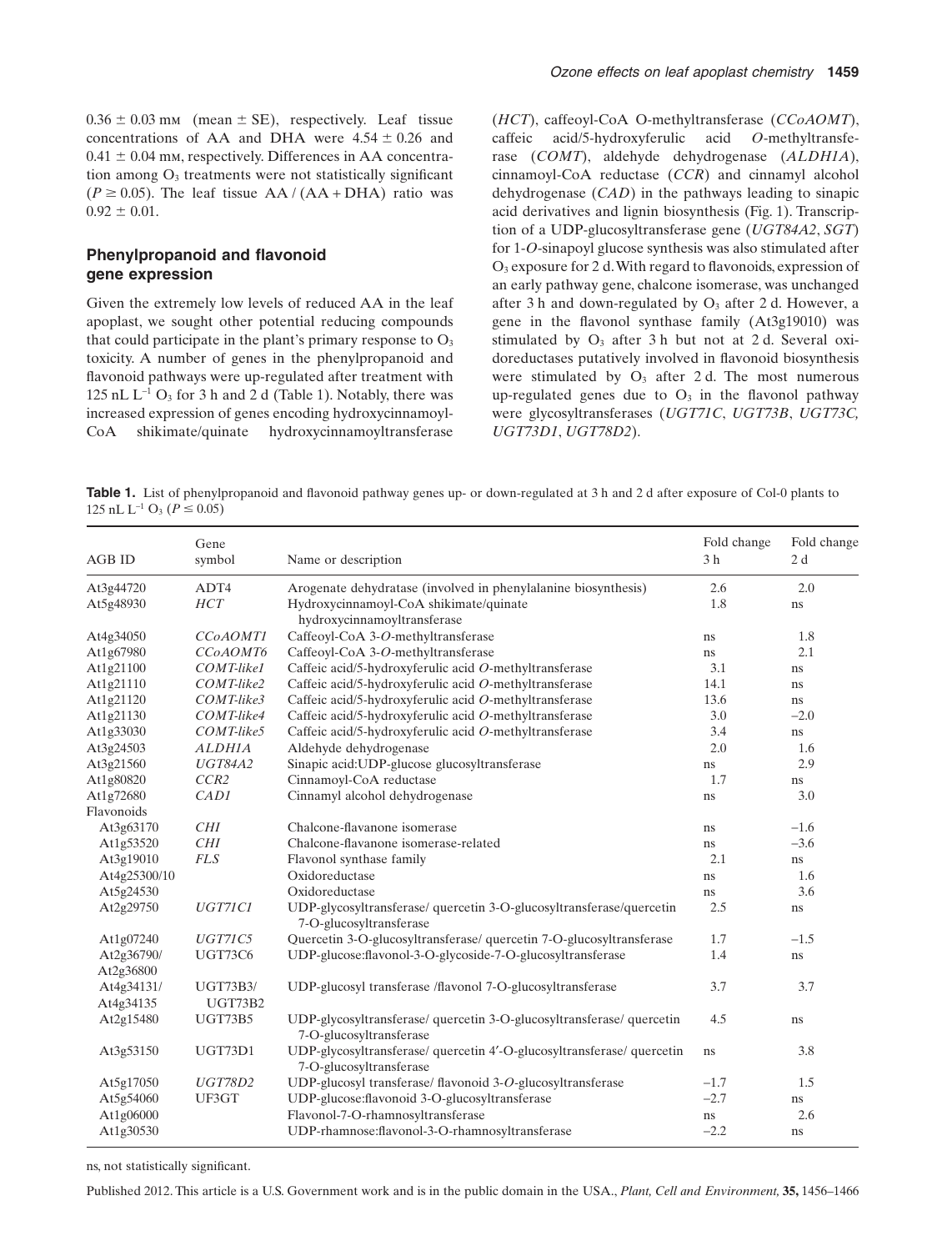$0.36 \pm 0.03$ mM (mean ± SE), respectively. Leaf tissue concentrations of AA and DHA were $4.54 \pm 0.26$ and $0.41 \pm 0.04$ mM, respectively. Differences in AA concentration among $O_3$ treatments were not statistically significant ($P \geq 0.05$). The leaf tissue AA / (AA + DHA) ratio was $0.92 \pm 0.01$.

## Phenylpropanoid and flavonoid gene expression

Given the extremely low levels of reduced AA in the leaf apoplast, we sought other potential reducing compounds that could participate in the plant's primary response to $O_3$ toxicity. A number of genes in the phenylpropanoid and flavonoid pathways were up-regulated after treatment with 125 nL $L^{-1}$ $O_3$ for 3 h and 2 d (Table 1). Notably, there was increased expression of genes encoding hydroxycinnamoyl-CoA shikimate/quinate hydroxycinnamoyltransferase (*HCT*), caffeoyl-CoA O-methyltransferase (*CCoAOMT*), caffeic acid/5-hydroxyferulic acid *O*-methyltransferase (*COMT*), aldehyde dehydrogenase (*ALDH1A*), cinnamoyl-CoA reductase (*CCR*) and cinnamyl alcohol dehydrogenase (*CAD*) in the pathways leading to sinapic acid derivatives and lignin biosynthesis (Fig. 1). Transcription of a UDP-glucosyltransferase gene (*UGT84A2*, *SGT*) for 1-*O*-sinapoyl glucose synthesis was also stimulated after $O_3$ exposure for 2 d. With regard to flavonoids, expression of an early pathway gene, chalcone isomerase, was unchanged after 3 h and down-regulated by $O_3$ after 2 d. However, a gene in the flavonol synthase family (At3g19010) was stimulated by $O_3$ after 3 h but not at 2 d. Several oxidoreductases putatively involved in flavonoid biosynthesis were stimulated by $O_3$ after 2 d. The most numerous up-regulated genes due to $O_3$ in the flavonol pathway were glycosyltransferases (*UGT71C*, *UGT73B*, *UGT73C*, *UGT73D1*, *UGT78D2*).

**Table 1.** List of phenylpropanoid and flavonoid pathway genes up- or down-regulated at 3 h and 2 d after exposure of Col-0 plants to 125 nL $L^{-1}$ $O_3$ ($P \leq 0.05$)

| AGB ID | Gene symbol | Name or description | Fold change 3 h | Fold change 2 d |
|---|---|---|---|---|
| At3g44720 | ADT4 | Arogenate dehydratase (involved in phenylalanine biosynthesis) | 2.6 | 2.0 |
| At5g48930 | *HCT* | Hydroxycinnamoyl-CoA shikimate/quinate hydroxycinnamoyltransferase | 1.8 | ns |
| At4g34050 | *CCoAOMT1* | Caffeoyl-CoA 3-*O*-methyltransferase | ns | 1.8 |
| At1g67980 | *CCoAOMT6* | Caffeoyl-CoA 3-*O*-methyltransferase | ns | 2.1 |
| At1g21100 | *COMT-like1* | Caffeic acid/5-hydroxyferulic acid *O*-methyltransferase | 3.1 | ns |
| At1g21110 | *COMT-like2* | Caffeic acid/5-hydroxyferulic acid *O*-methyltransferase | 14.1 | ns |
| At1g21120 | *COMT-like3* | Caffeic acid/5-hydroxyferulic acid *O*-methyltransferase | 13.6 | ns |
| At1g21130 | *COMT-like4* | Caffeic acid/5-hydroxyferulic acid *O*-methyltransferase | 3.0 | −2.0 |
| At1g33030 | *COMT-like5* | Caffeic acid/5-hydroxyferulic acid *O*-methyltransferase | 3.4 | ns |
| At3g24503 | *ALDH1A* | Aldehyde dehydrogenase | 2.0 | 1.6 |
| At3g21560 | *UGT84A2* | Sinapic acid:UDP-glucose glucosyltransferase | ns | 2.9 |
| At1g80820 | *CCR2* | Cinnamoyl-CoA reductase | 1.7 | ns |
| At1g72680 | *CAD1* | Cinnamyl alcohol dehydrogenase | ns | 3.0 |
| Flavonoids | | | | |
| At3g63170 | *CHI* | Chalcone-flavanone isomerase | ns | −1.6 |
| At1g53520 | *CHI* | Chalcone-flavanone isomerase-related | ns | −3.6 |
| At3g19010 | *FLS* | Flavonol synthase family | 2.1 | ns |
| At4g25300/10 | | Oxidoreductase | ns | 1.6 |
| At5g24530 | | Oxidoreductase | ns | 3.6 |
| At2g29750 | *UGT71C1* | UDP-glycosyltransferase/ quercetin 3-O-glucosyltransferase/quercetin 7-O-glucosyltransferase | 2.5 | ns |
| At1g07240 | *UGT71C5* | Quercetin 3-O-glucosyltransferase/ quercetin 7-O-glucosyltransferase | 1.7 | −1.5 |
| At2g36790/ At2g36800 | UGT73C6 | UDP-glucose:flavonol-3-O-glycoside-7-O-glucosyltransferase | 1.4 | ns |
| At4g34131/ At4g34135 | UGT73B3/ UGT73B2 | UDP-glucosyl transferase /flavonol 7-O-glucosyltransferase | 3.7 | 3.7 |
| At2g15480 | UGT73B5 | UDP-glycosyltransferase/ quercetin 3-O-glucosyltransferase/ quercetin 7-O-glucosyltransferase | 4.5 | ns |
| At3g53150 | UGT73D1 | UDP-glycosyltransferase/ quercetin 4′-O-glucosyltransferase/ quercetin 7-O-glucosyltransferase | ns | 3.8 |
| At5g17050 | *UGT78D2* | UDP-glucosyl transferase/ flavonoid 3-*O*-glucosyltransferase | −1.7 | 1.5 |
| At5g54060 | UF3GT | UDP-glucose:flavonoid 3-O-glucosyltransferase | −2.7 | ns |
| At1g06000 | | Flavonol-7-O-rhamnosyltransferase | ns | 2.6 |
| At1g30530 | | UDP-rhamnose:flavonol-3-O-rhamnosyltransferase | −2.2 | ns |

ns, not statistically significant.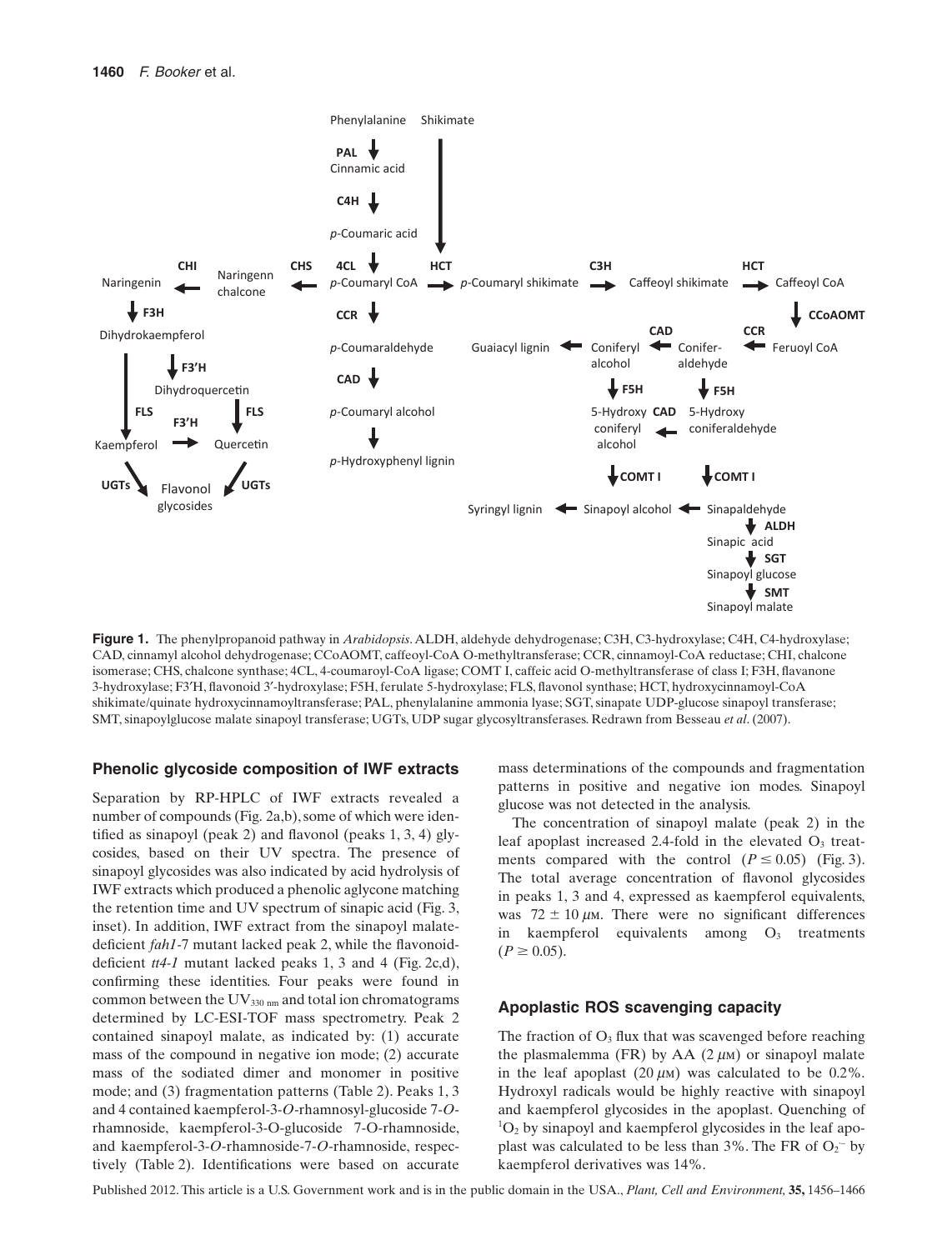**Figure 1.** The phenylpropanoid pathway in *Arabidopsis*. ALDH, aldehyde dehydrogenase; C3H, C3-hydroxylase; C4H, C4-hydroxylase; CAD, cinnamyl alcohol dehydrogenase; CCoAOMT, caffeoyl-CoA O-methyltransferase; CCR, cinnamoyl-CoA reductase; CHI, chalcone isomerase; CHS, chalcone synthase; 4CL, 4-coumaroyl-CoA ligase; COMT I, caffeic acid O-methyltransferase of class I; F3H, flavanone 3-hydroxylase; F3′H, flavonoid 3′-hydroxylase; F5H, ferulate 5-hydroxylase; FLS, flavonol synthase; HCT, hydroxycinnamoyl-CoA shikimate/quinate hydroxycinnamoyltransferase; PAL, phenylalanine ammonia lyase; SGT, sinapate UDP-glucose sinapoyl transferase; SMT, sinapoylglucose malate sinapoyl transferase; UGTs, UDP sugar glycosyltransferases. Redrawn from Besseau *et al*. (2007).

## Phenolic glycoside composition of IWF extracts

Separation by RP-HPLC of IWF extracts revealed a number of compounds (Fig. 2a,b), some of which were identified as sinapoyl (peak 2) and flavonol (peaks 1, 3, 4) glycosides, based on their UV spectra. The presence of sinapoyl glycosides was also indicated by acid hydrolysis of IWF extracts which produced a phenolic aglycone matching the retention time and UV spectrum of sinapic acid (Fig. 3, inset). In addition, IWF extract from the sinapoyl malate-deficient *fah1*-7 mutant lacked peak 2, while the flavonoid-deficient *tt4-1* mutant lacked peaks 1, 3 and 4 (Fig. 2c,d), confirming these identities. Four peaks were found in common between the $UV_{330\ nm}$ and total ion chromatograms determined by LC-ESI-TOF mass spectrometry. Peak 2 contained sinapoyl malate, as indicated by: (1) accurate mass of the compound in negative ion mode; (2) accurate mass of the sodiated dimer and monomer in positive mode; and (3) fragmentation patterns (Table 2). Peaks 1, 3 and 4 contained kaempferol-3-*O*-rhamnosyl-glucoside 7-*O*-rhamnoside, kaempferol-3-O-glucoside 7-O-rhamnoside, and kaempferol-3-*O*-rhamnoside-7-*O*-rhamnoside, respectively (Table 2). Identifications were based on accurate mass determinations of the compounds and fragmentation patterns in positive and negative ion modes. Sinapoyl glucose was not detected in the analysis.

The concentration of sinapoyl malate (peak 2) in the leaf apoplast increased 2.4-fold in the elevated $O_3$ treatments compared with the control ($P \leq 0.05$) (Fig. 3). The total average concentration of flavonol glycosides in peaks 1, 3 and 4, expressed as kaempferol equivalents, was $72 \pm 10\ \mu$M. There were no significant differences in kaempferol equivalents among $O_3$ treatments ($P \geq 0.05$).

## Apoplastic ROS scavenging capacity

The fraction of $O_3$ flux that was scavenged before reaching the plasmalemma (FR) by AA (2 $\mu$M) or sinapoyl malate in the leaf apoplast (20 $\mu$M) was calculated to be 0.2%. Hydroxyl radicals would be highly reactive with sinapoyl and kaempferol glycosides in the apoplast. Quenching of $^1O_2$ by sinapoyl and kaempferol glycosides in the leaf apoplast was calculated to be less than 3%. The FR of $O_2^-$ by kaempferol derivatives was 14%.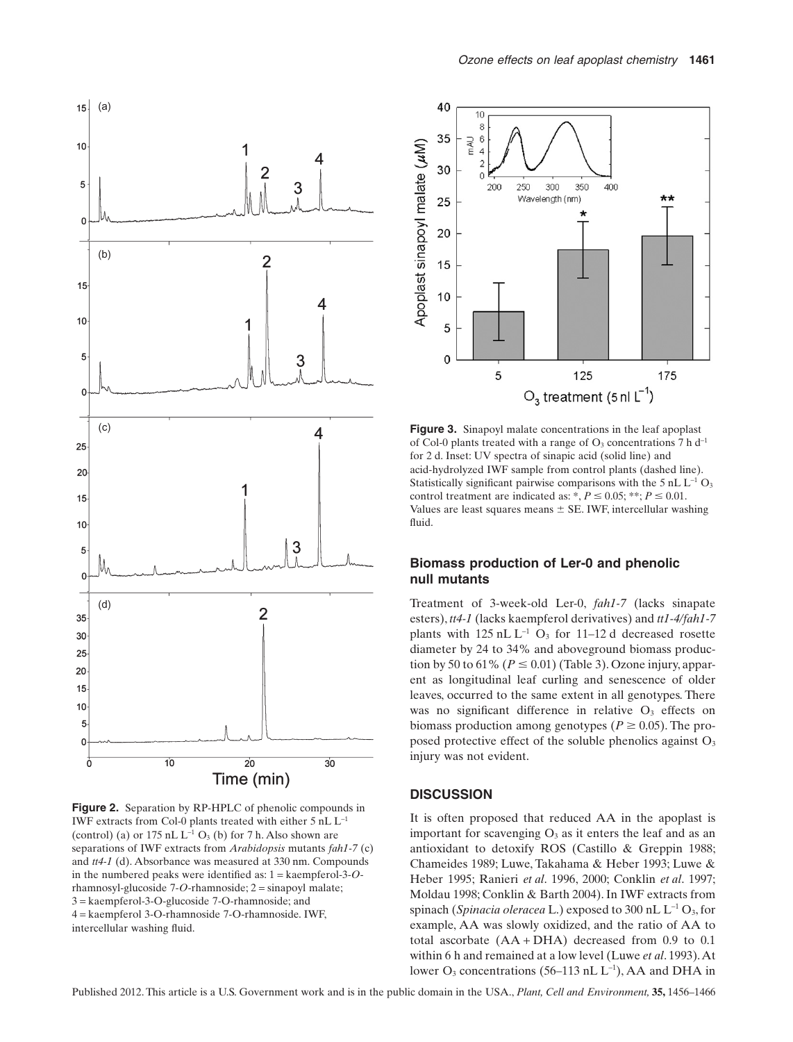**Figure 2.** Separation by RP-HPLC of phenolic compounds in IWF extracts from Col-0 plants treated with either 5 nL $L^{-1}$ (control) (a) or 175 nL $L^{-1}$ $O_3$ (b) for 7 h. Also shown are separations of IWF extracts from *Arabidopsis* mutants *fah1-7* (c) and *tt4-1* (d). Absorbance was measured at 330 nm. Compounds in the numbered peaks were identified as: 1 = kaempferol-3-*O*-rhamnosyl-glucoside 7-*O*-rhamnoside; 2 = sinapoyl malate; 3 = kaempferol-3-O-glucoside 7-O-rhamnoside; and 4 = kaempferol 3-O-rhamnoside 7-O-rhamnoside. IWF, intercellular washing fluid.

**Figure 3.** Sinapoyl malate concentrations in the leaf apoplast of Col-0 plants treated with a range of $O_3$ concentrations 7 h $d^{-1}$ for 2 d. Inset: UV spectra of sinapic acid (solid line) and acid-hydrolyzed IWF sample from control plants (dashed line). Statistically significant pairwise comparisons with the 5 nL $L^{-1}$ $O_3$ control treatment are indicated as: *, $P \leq 0.05$; **; $P \leq 0.01$. Values are least squares means ± SE. IWF, intercellular washing fluid.

## Biomass production of Ler-0 and phenolic null mutants

Treatment of 3-week-old Ler-0, *fah1-7* (lacks sinapate esters), *tt4-1* (lacks kaempferol derivatives) and *tt1-4/fah1-7* plants with 125 nL $L^{-1}$ $O_3$ for 11–12 d decreased rosette diameter by 24 to 34% and aboveground biomass production by 50 to 61% ($P \leq 0.01$) (Table 3). Ozone injury, apparent as longitudinal leaf curling and senescence of older leaves, occurred to the same extent in all genotypes. There was no significant difference in relative $O_3$ effects on biomass production among genotypes ($P \geq 0.05$). The proposed protective effect of the soluble phenolics against $O_3$ injury was not evident.

## DISCUSSION

It is often proposed that reduced AA in the apoplast is important for scavenging $O_3$ as it enters the leaf and as an antioxidant to detoxify ROS (Castillo & Greppin 1988; Chameides 1989; Luwe, Takahama & Heber 1993; Luwe & Heber 1995; Ranieri *et al*. 1996, 2000; Conklin *et al*. 1997; Moldau 1998; Conklin & Barth 2004). In IWF extracts from spinach (*Spinacia oleracea* L.) exposed to 300 nL $L^{-1}$ $O_3$, for example, AA was slowly oxidized, and the ratio of AA to total ascorbate (AA + DHA) decreased from 0.9 to 0.1 within 6 h and remained at a low level (Luwe *et al*. 1993). At lower $O_3$ concentrations (56–113 nL $L^{-1}$), AA and DHA in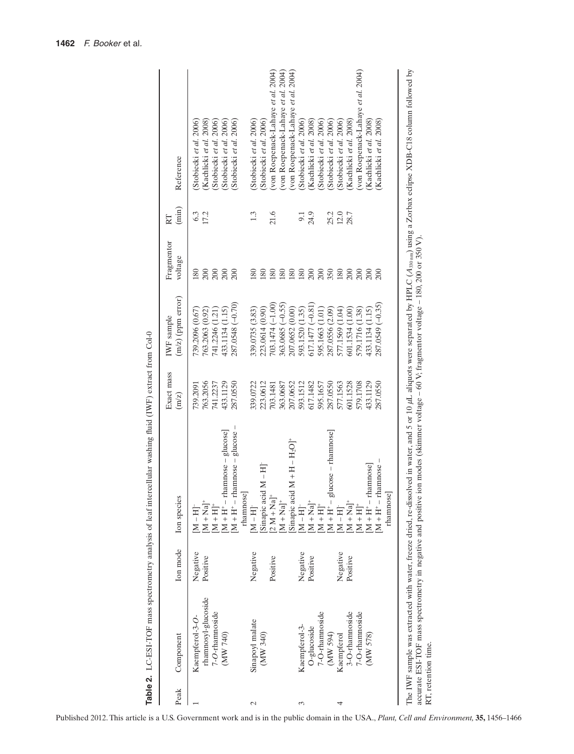**Table 2.** LC-ESI-TOF mass spectrometry analysis of leaf intercellular washing fluid (IWF) extract from Col-0

| Peak | Component | Ion mode | Ion species | Exact mass (m/z) | IWF sample (m/z) (ppm error) | Fragmentor voltage | RT (min) | Reference |
|---|---|---|---|---|---|---|---|---|
| 1 | Kaempferol-3-*O*-rhamnosyl-glucoside 7-*O*-rhamnoside (MW 740) | Negative | $[M-H]^-$ | 739.2091 | 739.2096 (0.67) | 180 | 6.3 | (Stobiecki *et al.* 2006) |
| | | Positive | $[M+Na]^+$ | 763.2056 | 763.2063 (0.92) | 200 | 17.2 | (Kachlicki *et al.* 2008) |
| | | | $[M+H]^+$ | 741.2237 | 741.2246 (1.21) | 200 | | (Stobiecki *et al.* 2006) |
| | | | $[M+H^+-$ rhamnose $-$ glucose$]$ | 433.1129 | 433.1134 (1.15) | 200 | | (Stobiecki *et al.* 2006) |
| | | | $[M+H^+-$ rhamnose $-$ glucose $-$ rhamnose$]$ | 287.0550 | 287.0548 (−0.70) | 200 | | (Stobiecki *et al.* 2006) |
| 2 | Sinapoyl malate (MW 340) | Negative | $[M-H]^-$ | 339.0722 | 339.0735 (3.83) | 180 | 1.3 | (Stobiecki *et al.* 2006) |
| | | | [Sinapic acid $M-H]^-$ | 223.0612 | 223.0614 (0.90) | 180 | | (Stobiecki *et al.* 2006) |
| | | Positive | $[2M+Na]^+$ | 703.1481 | 703.1474 (−1.00) | 180 | 21.6 | (von Roepenack-Lahaye *et al.* 2004) |
| | | | $[M+Na]^+$ | 363.0687 | 363.0685 (−0.55) | 180 | | (von Roepenack-Lahaye *et al.* 2004) |
| | | | [Sinapic acid $M+H-H_2O]^+$ | 207.0652 | 207.0652 (0.00) | 180 | | (von Roepenack-Lahaye *et al.* 2004) |
| 3 | Kaempferol-3-*O*-glucoside 7-*O*-rhamnoside (MW 594) | Negative | $[M-H]^-$ | 593.1512 | 593.1520 (1.35) | 180 | 9.1 | (Stobiecki *et al.* 2006) |
| | | Positive | $[M+Na]^+$ | 617.1482 | 617.1477 (−0.81) | 200 | 24.9 | (Kachlicki *et al.* 2008) |
| | | | $[M+H]^+$ | 595.1657 | 595.1663 (1.01) | 200 | | (Stobiecki *et al.* 2006) |
| | | | $[M+H^+-$ glucose $-$ rhamnose$]$ | 287.0550 | 287.0556 (2.09) | 350 | 25.2 | (Stobiecki *et al.* 2006) |
| 4 | Kaempferol 3-*O*-rhamnoside 7-*O*-rhamnoside (MW 578) | Negative | $[M-H]^-$ | 577.1563 | 577.1569 (1.04) | 180 | 12.0 | (Stobiecki *et al.* 2006) |
| | | Positive | $[M+Na]^+$ | 601.1528 | 601.1534 (1.00) | 200 | 28.7 | (Kachlicki *et al.* 2008) |
| | | | $[M+H]^+$ | 579.1708 | 579.1716 (1.38) | 200 | | (von Roepenack-Lahaye *et al.* 2004) |
| | | | $[M+H^+-$ rhamnose$]$ | 433.1129 | 433.1134 (1.15) | 200 | | (Kachlicki *et al.* 2008) |
| | | | $[M+H^+-$ rhamnose $-$ rhamnose$]$ | 287.0550 | 287.0549 (−0.35) | 200 | | (Kachlicki *et al.* 2008) |

The IWF sample was extracted with water, freeze dried, re-dissolved in water, and 5 or 10 μL aliquots were separated by HPLC ($A_{330\,nm}$) using a Zorbax eclipse XDB-C18 column followed by accurate ESI-TOF mass spectrometry in negative and positive ion modes (skimmer voltage – 60 V; fragmentor voltage – 180, 200 or 350 V).
RT, retention time.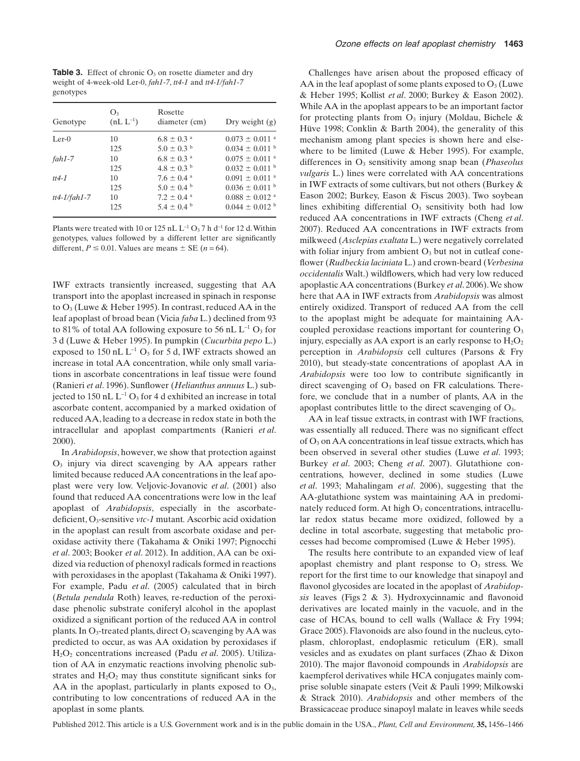**Table 3.** Effect of chronic $O_3$ on rosette diameter and dry weight of 4-week-old Ler-0, *fah1-7*, *tt4-1* and *tt4-1/fah1-7* genotypes

| Genotype | $O_3$ (nL $L^{-1}$) | Rosette diameter (cm) | Dry weight (g) |
|---|---|---|---|
| Ler-0 | 10 | $6.8 \pm 0.3$ [a] | $0.073 \pm 0.011$ [a] |
| | 125 | $5.0 \pm 0.3$ [b] | $0.034 \pm 0.011$ [b] |
| *fah1-7* | 10 | $6.8 \pm 0.3$ [a] | $0.075 \pm 0.011$ [a] |
| | 125 | $4.8 \pm 0.3$ [b] | $0.032 \pm 0.011$ [b] |
| *tt4-1* | 10 | $7.6 \pm 0.4$ [a] | $0.091 \pm 0.011$ [a] |
| | 125 | $5.0 \pm 0.4$ [b] | $0.036 \pm 0.011$ [b] |
| *tt4-1/fah1-7* | 10 | $7.2 \pm 0.4$ [a] | $0.088 \pm 0.012$ [a] |
| | 125 | $5.4 \pm 0.4$ [b] | $0.044 \pm 0.012$ [b] |

Plants were treated with 10 or 125 nL $L^{-1}$ $O_3$ 7 h $d^{-1}$ for 12 d. Within genotypes, values followed by a different letter are significantly different, $P \leq 0.01$. Values are means $\pm$ SE ($n = 64$).

IWF extracts transiently increased, suggesting that AA transport into the apoplast increased in spinach in response to $O_3$ (Luwe & Heber 1995). In contrast, reduced AA in the leaf apoplast of broad bean (Vicia *faba* L.) declined from 93 to 81% of total AA following exposure to 56 nL $L^{-1}$ $O_3$ for 3 d (Luwe & Heber 1995). In pumpkin (*Cucurbita pepo* L.) exposed to 150 nL $L^{-1}$ $O_3$ for 5 d, IWF extracts showed an increase in total AA concentration, while only small variations in ascorbate concentrations in leaf tissue were found (Ranieri *et al*. 1996). Sunflower (*Helianthus annuus* L.) subjected to 150 nL $L^{-1}$ $O_3$ for 4 d exhibited an increase in total ascorbate content, accompanied by a marked oxidation of reduced AA, leading to a decrease in redox state in both the intracellular and apoplast compartments (Ranieri *et al*. 2000).

In *Arabidopsis*, however, we show that protection against $O_3$ injury via direct scavenging by AA appears rather limited because reduced AA concentrations in the leaf apoplast were very low. Veljovic-Jovanovic *et al.* (2001) also found that reduced AA concentrations were low in the leaf apoplast of *Arabidopsis*, especially in the ascorbate-deficient, $O_3$-sensitive *vtc-1* mutant. Ascorbic acid oxidation in the apoplast can result from ascorbate oxidase and peroxidase activity there (Takahama & Oniki 1997; Pignocchi *et al*. 2003; Booker *et al*. 2012). In addition, AA can be oxidized via reduction of phenoxyl radicals formed in reactions with peroxidases in the apoplast (Takahama & Oniki 1997). For example, Padu *et al*. (2005) calculated that in birch (*Betula pendula* Roth) leaves, re-reduction of the peroxidase phenolic substrate coniferyl alcohol in the apoplast oxidized a significant portion of the reduced AA in control plants. In $O_3$-treated plants, direct $O_3$ scavenging by AA was predicted to occur, as was AA oxidation by peroxidases if $H_2O_2$ concentrations increased (Padu *et al*. 2005). Utilization of AA in enzymatic reactions involving phenolic substrates and $H_2O_2$ may thus constitute significant sinks for AA in the apoplast, particularly in plants exposed to $O_3$, contributing to low concentrations of reduced AA in the apoplast in some plants.

Challenges have arisen about the proposed efficacy of AA in the leaf apoplast of some plants exposed to $O_3$ (Luwe & Heber 1995; Kollist *et al*. 2000; Burkey & Eason 2002). While AA in the apoplast appears to be an important factor for protecting plants from $O_3$ injury (Moldau, Bichele & Hüve 1998; Conklin & Barth 2004), the generality of this mechanism among plant species is shown here and elsewhere to be limited (Luwe & Heber 1995). For example, differences in $O_3$ sensitivity among snap bean (*Phaseolus vulgaris* L.) lines were correlated with AA concentrations in IWF extracts of some cultivars, but not others (Burkey & Eason 2002; Burkey, Eason & Fiscus 2003). Two soybean lines exhibiting differential $O_3$ sensitivity both had low reduced AA concentrations in IWF extracts (Cheng *et al*. 2007). Reduced AA concentrations in IWF extracts from milkweed (*Asclepias exaltata* L.) were negatively correlated with foliar injury from ambient $O_3$ but not in cutleaf coneflower (*Rudbeckia laciniata* L.) and crown-beard (*Verbesina occidentalis* Walt.) wildflowers, which had very low reduced apoplastic AA concentrations (Burkey *et al*. 2006). We show here that AA in IWF extracts from *Arabidopsis* was almost entirely oxidized. Transport of reduced AA from the cell to the apoplast might be adequate for maintaining AA-coupled peroxidase reactions important for countering $O_3$ injury, especially as AA export is an early response to $H_2O_2$ perception in *Arabidopsis* cell cultures (Parsons & Fry 2010), but steady-state concentrations of apoplast AA in *Arabidopsis* were too low to contribute significantly in direct scavenging of $O_3$ based on FR calculations. Therefore, we conclude that in a number of plants, AA in the apoplast contributes little to the direct scavenging of $O_3$.

AA in leaf tissue extracts, in contrast with IWF fractions, was essentially all reduced. There was no significant effect of $O_3$ on AA concentrations in leaf tissue extracts, which has been observed in several other studies (Luwe *et al*. 1993; Burkey *et al*. 2003; Cheng *et al*. 2007). Glutathione concentrations, however, declined in some studies (Luwe *et al*. 1993; Mahalingam *et al*. 2006), suggesting that the AA-glutathione system was maintaining AA in predominately reduced form. At high $O_3$ concentrations, intracellular redox status became more oxidized, followed by a decline in total ascorbate, suggesting that metabolic processes had become compromised (Luwe & Heber 1995).

The results here contribute to an expanded view of leaf apoplast chemistry and plant response to $O_3$ stress. We report for the first time to our knowledge that sinapoyl and flavonol glycosides are located in the apoplast of *Arabidopsis* leaves (Figs 2 & 3). Hydroxycinnamic and flavonoid derivatives are located mainly in the vacuole, and in the case of HCAs, bound to cell walls (Wallace & Fry 1994; Grace 2005). Flavonoids are also found in the nucleus, cytoplasm, chloroplast, endoplasmic reticulum (ER), small vesicles and as exudates on plant surfaces (Zhao & Dixon 2010). The major flavonoid compounds in *Arabidopsis* are kaempferol derivatives while HCA conjugates mainly comprise soluble sinapate esters (Veit & Pauli 1999; Milkowski & Strack 2010). *Arabidopsis* and other members of the Brassicaceae produce sinapoyl malate in leaves while seeds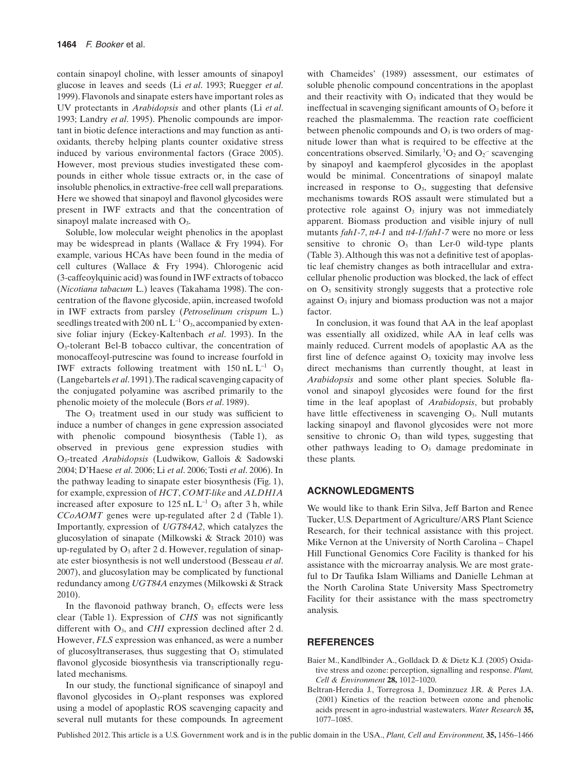contain sinapoyl choline, with lesser amounts of sinapoyl glucose in leaves and seeds (Li *et al*. 1993; Ruegger *et al*. 1999). Flavonols and sinapate esters have important roles as UV protectants in *Arabidopsis* and other plants (Li *et al*. 1993; Landry *et al*. 1995). Phenolic compounds are important in biotic defence interactions and may function as antioxidants, thereby helping plants counter oxidative stress induced by various environmental factors (Grace 2005). However, most previous studies investigated these compounds in either whole tissue extracts or, in the case of insoluble phenolics, in extractive-free cell wall preparations. Here we showed that sinapoyl and flavonol glycosides were present in IWF extracts and that the concentration of sinapoyl malate increased with $O_3$.

Soluble, low molecular weight phenolics in the apoplast may be widespread in plants (Wallace & Fry 1994). For example, various HCAs have been found in the media of cell cultures (Wallace & Fry 1994). Chlorogenic acid (3-caffeoylquinic acid) was found in IWF extracts of tobacco (*Nicotiana tabacum* L.) leaves (Takahama 1998). The concentration of the flavone glycoside, apiin, increased twofold in IWF extracts from parsley (*Petroselinum crispum* L.) seedlings treated with 200 nL $L^{-1}$ $O_3$, accompanied by extensive foliar injury (Eckey-Kaltenbach *et al*. 1993). In the $O_3$-tolerant Bel-B tobacco cultivar, the concentration of monocaffeoyl-putrescine was found to increase fourfold in IWF extracts following treatment with 150 nL $L^{-1}$ $O_3$ (Langebartels *et al*. 1991). The radical scavenging capacity of the conjugated polyamine was ascribed primarily to the phenolic moiety of the molecule (Bors *et al*. 1989).

The $O_3$ treatment used in our study was sufficient to induce a number of changes in gene expression associated with phenolic compound biosynthesis (Table 1), as observed in previous gene expression studies with $O_3$-treated *Arabidopsis* (Ludwikow, Gallois & Sadowski 2004; D'Haese *et al*. 2006; Li *et al*. 2006; Tosti *et al*. 2006). In the pathway leading to sinapate ester biosynthesis (Fig. 1), for example, expression of *HCT*, *COMT-like* and *ALDH1A* increased after exposure to 125 nL $L^{-1}$ $O_3$ after 3 h, while *CCoAOMT* genes were up-regulated after 2 d (Table 1). Importantly, expression of *UGT84A2*, which catalyzes the glucosylation of sinapate (Milkowski & Strack 2010) was up-regulated by $O_3$ after 2 d. However, regulation of sinapate ester biosynthesis is not well understood (Besseau *et al*. 2007), and glucosylation may be complicated by functional redundancy among *UGT84A* enzymes (Milkowski & Strack 2010).

In the flavonoid pathway branch, $O_3$ effects were less clear (Table 1). Expression of *CHS* was not significantly different with $O_3$, and *CHI* expression declined after 2 d. However, *FLS* expression was enhanced, as were a number of glucosyltranserases, thus suggesting that $O_3$ stimulated flavonol glycoside biosynthesis via transcriptionally regulated mechanisms.

In our study, the functional significance of sinapoyl and flavonol glycosides in $O_3$-plant responses was explored using a model of apoplastic ROS scavenging capacity and several null mutants for these compounds. In agreement with Chameides' (1989) assessment, our estimates of soluble phenolic compound concentrations in the apoplast and their reactivity with $O_3$ indicated that they would be ineffectual in scavenging significant amounts of $O_3$ before it reached the plasmalemma. The reaction rate coefficient between phenolic compounds and $O_3$ is two orders of magnitude lower than what is required to be effective at the concentrations observed. Similarly, $^1O_2$ and $O_2^-$ scavenging by sinapoyl and kaempferol glycosides in the apoplast would be minimal. Concentrations of sinapoyl malate increased in response to $O_3$, suggesting that defensive mechanisms towards ROS assault were stimulated but a protective role against $O_3$ injury was not immediately apparent. Biomass production and visible injury of null mutants *fah1-7*, *tt4-1* and *tt4-1/fah1-7* were no more or less sensitive to chronic $O_3$ than Ler-0 wild-type plants (Table 3). Although this was not a definitive test of apoplastic leaf chemistry changes as both intracellular and extracellular phenolic production was blocked, the lack of effect on $O_3$ sensitivity strongly suggests that a protective role against $O_3$ injury and biomass production was not a major factor.

In conclusion, it was found that AA in the leaf apoplast was essentially all oxidized, while AA in leaf cells was mainly reduced. Current models of apoplastic AA as the first line of defence against $O_3$ toxicity may involve less direct mechanisms than currently thought, at least in *Arabidopsis* and some other plant species. Soluble flavonol and sinapoyl glycosides were found for the first time in the leaf apoplast of *Arabidopsis*, but probably have little effectiveness in scavenging $O_3$. Null mutants lacking sinapoyl and flavonol glycosides were not more sensitive to chronic $O_3$ than wild types, suggesting that other pathways leading to $O_3$ damage predominate in these plants.

## ACKNOWLEDGMENTS

We would like to thank Erin Silva, Jeff Barton and Renee Tucker, U.S. Department of Agriculture/ARS Plant Science Research, for their technical assistance with this project. Mike Vernon at the University of North Carolina – Chapel Hill Functional Genomics Core Facility is thanked for his assistance with the microarray analysis. We are most grateful to Dr Taufika Islam Williams and Danielle Lehman at the North Carolina State University Mass Spectrometry Facility for their assistance with the mass spectrometry analysis.

## REFERENCES

Baier M., Kandlbinder A., Golldack D. & Dietz K.J. (2005) Oxidative stress and ozone: perception, signalling and response. *Plant, Cell & Environment* **28,** 1012–1020.

Beltran-Heredia J., Torregrosa J., Dominzuez J.R. & Peres J.A. (2001) Kinetics of the reaction between ozone and phenolic acids present in agro-industrial wastewaters. *Water Research* **35,** 1077–1085.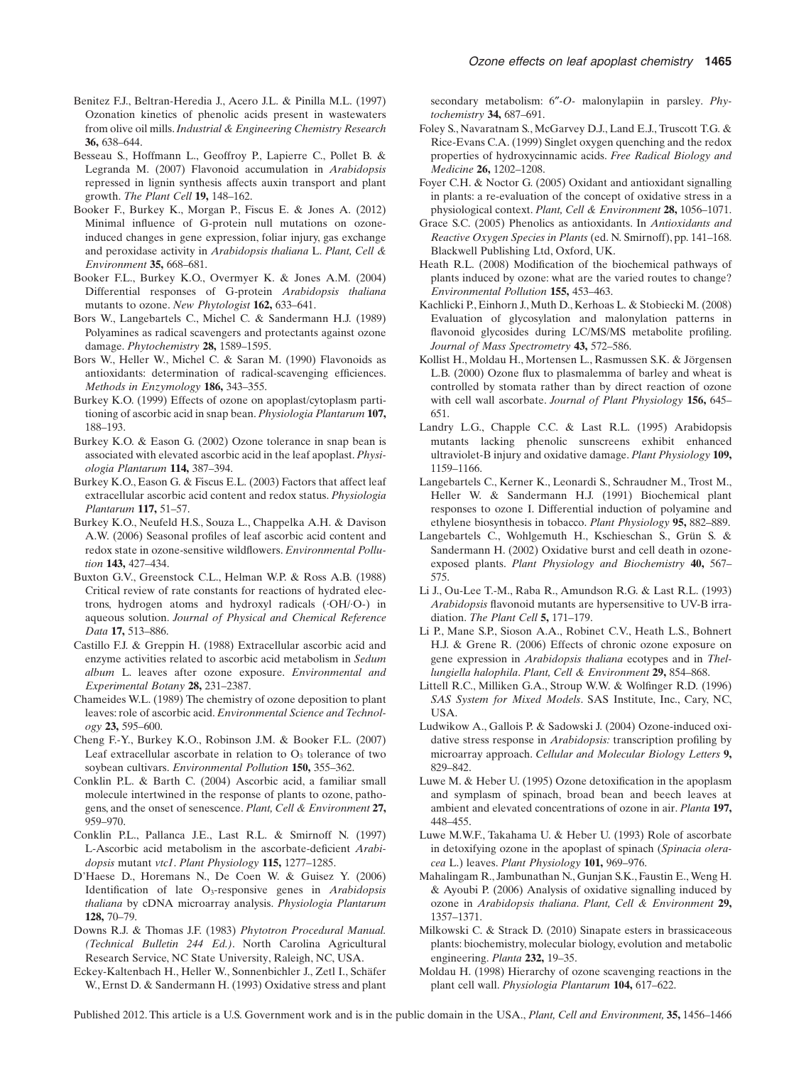Benitez F.J., Beltran-Heredia J., Acero J.L. & Pinilla M.L. (1997) Ozonation kinetics of phenolic acids present in wastewaters from olive oil mills. *Industrial & Engineering Chemistry Research* **36,** 638–644.

Besseau S., Hoffmann L., Geoffroy P., Lapierre C., Pollet B. & Legranda M. (2007) Flavonoid accumulation in *Arabidopsis* repressed in lignin synthesis affects auxin transport and plant growth. *The Plant Cell* **19,** 148–162.

Booker F., Burkey K., Morgan P., Fiscus E. & Jones A. (2012) Minimal influence of G-protein null mutations on ozone-induced changes in gene expression, foliar injury, gas exchange and peroxidase activity in *Arabidopsis thaliana* L. *Plant, Cell & Environment* **35,** 668–681.

Booker F.L., Burkey K.O., Overmyer K. & Jones A.M. (2004) Differential responses of G-protein *Arabidopsis thaliana* mutants to ozone. *New Phytologist* **162,** 633–641.

Bors W., Langebartels C., Michel C. & Sandermann H.J. (1989) Polyamines as radical scavengers and protectants against ozone damage. *Phytochemistry* **28,** 1589–1595.

Bors W., Heller W., Michel C. & Saran M. (1990) Flavonoids as antioxidants: determination of radical-scavenging efficiences. *Methods in Enzymology* **186,** 343–355.

Burkey K.O. (1999) Effects of ozone on apoplast/cytoplasm partitioning of ascorbic acid in snap bean. *Physiologia Plantarum* **107,** 188–193.

Burkey K.O. & Eason G. (2002) Ozone tolerance in snap bean is associated with elevated ascorbic acid in the leaf apoplast. *Physiologia Plantarum* **114,** 387–394.

Burkey K.O., Eason G. & Fiscus E.L. (2003) Factors that affect leaf extracellular ascorbic acid content and redox status. *Physiologia Plantarum* **117,** 51–57.

Burkey K.O., Neufeld H.S., Souza L., Chappelka A.H. & Davison A.W. (2006) Seasonal profiles of leaf ascorbic acid content and redox state in ozone-sensitive wildflowers. *Environmental Pollution* **143,** 427–434.

Buxton G.V., Greenstock C.L., Helman W.P. & Ross A.B. (1988) Critical review of rate constants for reactions of hydrated electrons, hydrogen atoms and hydroxyl radicals (·OH/·O-) in aqueous solution. *Journal of Physical and Chemical Reference Data* **17,** 513–886.

Castillo F.J. & Greppin H. (1988) Extracellular ascorbic acid and enzyme activities related to ascorbic acid metabolism in *Sedum album* L. leaves after ozone exposure. *Environmental and Experimental Botany* **28,** 231–2387.

Chameides W.L. (1989) The chemistry of ozone deposition to plant leaves: role of ascorbic acid. *Environmental Science and Technology* **23,** 595–600.

Cheng F.-Y., Burkey K.O., Robinson J.M. & Booker F.L. (2007) Leaf extracellular ascorbate in relation to $O_3$ tolerance of two soybean cultivars. *Environmental Pollution* **150,** 355–362.

Conklin P.L. & Barth C. (2004) Ascorbic acid, a familiar small molecule intertwined in the response of plants to ozone, pathogens, and the onset of senescence. *Plant, Cell & Environment* **27,** 959–970.

Conklin P.L., Pallanca J.E., Last R.L. & Smirnoff N. (1997) L-Ascorbic acid metabolism in the ascorbate-deficient *Arabidopsis* mutant *vtc1*. *Plant Physiology* **115,** 1277–1285.

D'Haese D., Horemans N., De Coen W. & Guisez Y. (2006) Identification of late $O_3$-responsive genes in *Arabidopsis thaliana* by cDNA microarray analysis. *Physiologia Plantarum* **128,** 70–79.

Downs R.J. & Thomas J.F. (1983) *Phytotron Procedural Manual. (Technical Bulletin 244 Ed.)*. North Carolina Agricultural Research Service, NC State University, Raleigh, NC, USA.

Eckey-Kaltenbach H., Heller W., Sonnenbichler J., Zetl I., Schäfer W., Ernst D. & Sandermann H. (1993) Oxidative stress and plant secondary metabolism: 6″-*O*- malonylapiin in parsley. *Phytochemistry* **34,** 687–691.

Foley S., Navaratnam S., McGarvey D.J., Land E.J., Truscott T.G. & Rice-Evans C.A. (1999) Singlet oxygen quenching and the redox properties of hydroxycinnamic acids. *Free Radical Biology and Medicine* **26,** 1202–1208.

Foyer C.H. & Noctor G. (2005) Oxidant and antioxidant signalling in plants: a re-evaluation of the concept of oxidative stress in a physiological context. *Plant, Cell & Environment* **28,** 1056–1071.

Grace S.C. (2005) Phenolics as antioxidants. In *Antioxidants and Reactive Oxygen Species in Plants* (ed. N. Smirnoff), pp. 141–168. Blackwell Publishing Ltd, Oxford, UK.

Heath R.L. (2008) Modification of the biochemical pathways of plants induced by ozone: what are the varied routes to change? *Environmental Pollution* **155,** 453–463.

Kachlicki P., Einhorn J., Muth D., Kerhoas L. & Stobiecki M. (2008) Evaluation of glycosylation and malonylation patterns in flavonoid glycosides during LC/MS/MS metabolite profiling. *Journal of Mass Spectrometry* **43,** 572–586.

Kollist H., Moldau H., Mortensen L., Rasmussen S.K. & Jörgensen L.B. (2000) Ozone flux to plasmalemma of barley and wheat is controlled by stomata rather than by direct reaction of ozone with cell wall ascorbate. *Journal of Plant Physiology* **156,** 645–651.

Landry L.G., Chapple C.C. & Last R.L. (1995) Arabidopsis mutants lacking phenolic sunscreens exhibit enhanced ultraviolet-B injury and oxidative damage. *Plant Physiology* **109,** 1159–1166.

Langebartels C., Kerner K., Leonardi S., Schraudner M., Trost M., Heller W. & Sandermann H.J. (1991) Biochemical plant responses to ozone I. Differential induction of polyamine and ethylene biosynthesis in tobacco. *Plant Physiology* **95,** 882–889.

Langebartels C., Wohlgemuth H., Kschieschan S., Grün S. & Sandermann H. (2002) Oxidative burst and cell death in ozone-exposed plants. *Plant Physiology and Biochemistry* **40,** 567–575.

Li J., Ou-Lee T.-M., Raba R., Amundson R.G. & Last R.L. (1993) *Arabidopsis* flavonoid mutants are hypersensitive to UV-B irradiation. *The Plant Cell* **5,** 171–179.

Li P., Mane S.P., Sioson A.A., Robinet C.V., Heath L.S., Bohnert H.J. & Grene R. (2006) Effects of chronic ozone exposure on gene expression in *Arabidopsis thaliana* ecotypes and in *Thellungiella halophila*. *Plant, Cell & Environment* **29,** 854–868.

Littell R.C., Milliken G.A., Stroup W.W. & Wolfinger R.D. (1996) *SAS System for Mixed Models*. SAS Institute, Inc., Cary, NC, USA.

Ludwikow A., Gallois P. & Sadowski J. (2004) Ozone-induced oxidative stress response in *Arabidopsis:* transcription profiling by microarray approach. *Cellular and Molecular Biology Letters* **9,** 829–842.

Luwe M. & Heber U. (1995) Ozone detoxification in the apoplasm and symplasm of spinach, broad bean and beech leaves at ambient and elevated concentrations of ozone in air. *Planta* **197,** 448–455.

Luwe M.W.F., Takahama U. & Heber U. (1993) Role of ascorbate in detoxifying ozone in the apoplast of spinach (*Spinacia oleracea* L.) leaves. *Plant Physiology* **101,** 969–976.

Mahalingam R., Jambunathan N., Gunjan S.K., Faustin E., Weng H. & Ayoubi P. (2006) Analysis of oxidative signalling induced by ozone in *Arabidopsis thaliana*. *Plant, Cell & Environment* **29,** 1357–1371.

Milkowski C. & Strack D. (2010) Sinapate esters in brassicaceous plants: biochemistry, molecular biology, evolution and metabolic engineering. *Planta* **232,** 19–35.

Moldau H. (1998) Hierarchy of ozone scavenging reactions in the plant cell wall. *Physiologia Plantarum* **104,** 617–622.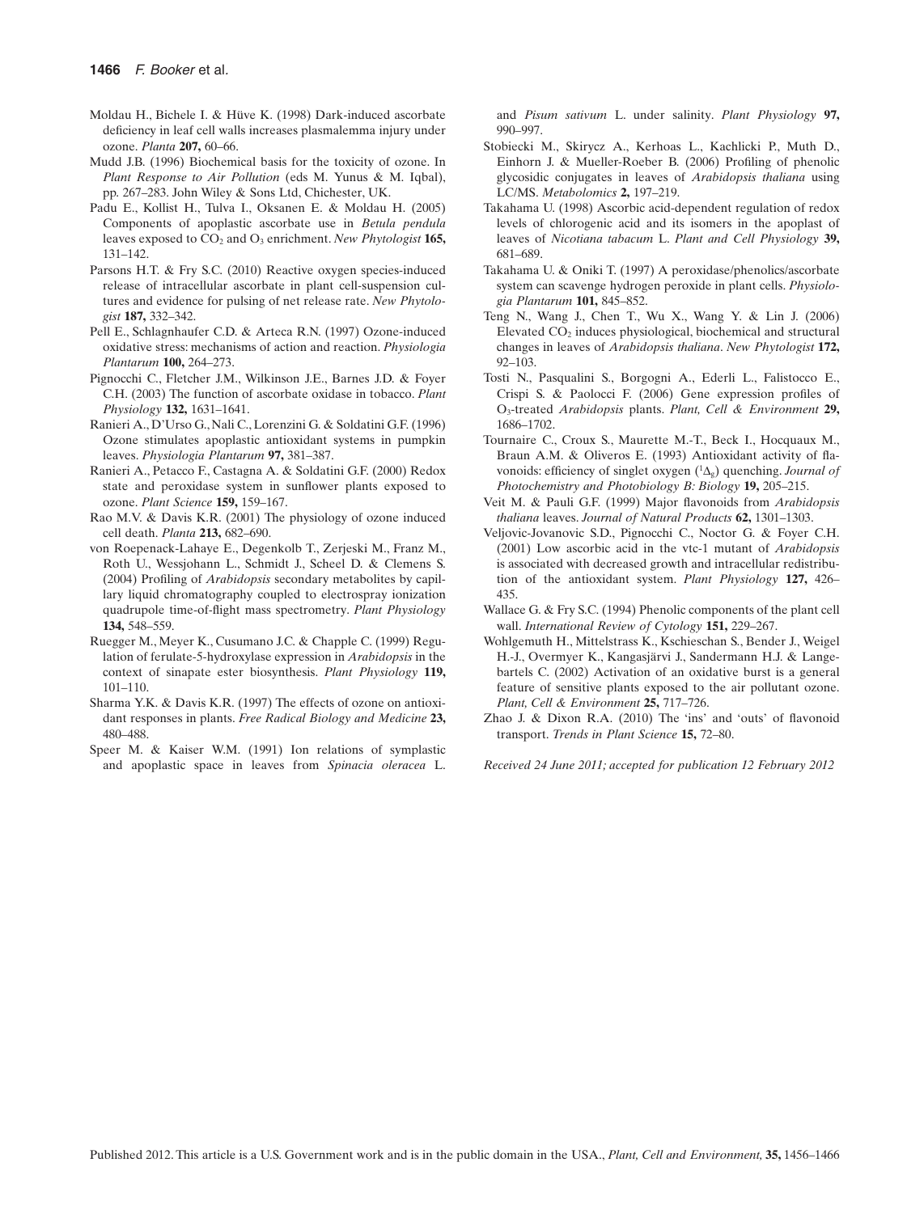Moldau H., Bichele I. & Hüve K. (1998) Dark-induced ascorbate deficiency in leaf cell walls increases plasmalemma injury under ozone. *Planta* **207,** 60–66.

Mudd J.B. (1996) Biochemical basis for the toxicity of ozone. In *Plant Response to Air Pollution* (eds M. Yunus & M. Iqbal), pp. 267–283. John Wiley & Sons Ltd, Chichester, UK.

Padu E., Kollist H., Tulva I., Oksanen E. & Moldau H. (2005) Components of apoplastic ascorbate use in *Betula pendula* leaves exposed to $CO_2$ and $O_3$ enrichment. *New Phytologist* **165,** 131–142.

Parsons H.T. & Fry S.C. (2010) Reactive oxygen species-induced release of intracellular ascorbate in plant cell-suspension cultures and evidence for pulsing of net release rate. *New Phytologist* **187,** 332–342.

Pell E., Schlagnhaufer C.D. & Arteca R.N. (1997) Ozone-induced oxidative stress: mechanisms of action and reaction. *Physiologia Plantarum* **100,** 264–273.

Pignocchi C., Fletcher J.M., Wilkinson J.E., Barnes J.D. & Foyer C.H. (2003) The function of ascorbate oxidase in tobacco. *Plant Physiology* **132,** 1631–1641.

Ranieri A., D'Urso G., Nali C., Lorenzini G. & Soldatini G.F. (1996) Ozone stimulates apoplastic antioxidant systems in pumpkin leaves. *Physiologia Plantarum* **97,** 381–387.

Ranieri A., Petacco F., Castagna A. & Soldatini G.F. (2000) Redox state and peroxidase system in sunflower plants exposed to ozone. *Plant Science* **159,** 159–167.

Rao M.V. & Davis K.R. (2001) The physiology of ozone induced cell death. *Planta* **213,** 682–690.

von Roepenack-Lahaye E., Degenkolb T., Zerjeski M., Franz M., Roth U., Wessjohann L., Schmidt J., Scheel D. & Clemens S. (2004) Profiling of *Arabidopsis* secondary metabolites by capillary liquid chromatography coupled to electrospray ionization quadrupole time-of-flight mass spectrometry. *Plant Physiology* **134,** 548–559.

Ruegger M., Meyer K., Cusumano J.C. & Chapple C. (1999) Regulation of ferulate-5-hydroxylase expression in *Arabidopsis* in the context of sinapate ester biosynthesis. *Plant Physiology* **119,** 101–110.

Sharma Y.K. & Davis K.R. (1997) The effects of ozone on antioxidant responses in plants. *Free Radical Biology and Medicine* **23,** 480–488.

Speer M. & Kaiser W.M. (1991) Ion relations of symplastic and apoplastic space in leaves from *Spinacia oleracea* L. and *Pisum sativum* L. under salinity. *Plant Physiology* **97,** 990–997.

Stobiecki M., Skirycz A., Kerhoas L., Kachlicki P., Muth D., Einhorn J. & Mueller-Roeber B. (2006) Profiling of phenolic glycosidic conjugates in leaves of *Arabidopsis thaliana* using LC/MS. *Metabolomics* **2,** 197–219.

Takahama U. (1998) Ascorbic acid-dependent regulation of redox levels of chlorogenic acid and its isomers in the apoplast of leaves of *Nicotiana tabacum* L. *Plant and Cell Physiology* **39,** 681–689.

Takahama U. & Oniki T. (1997) A peroxidase/phenolics/ascorbate system can scavenge hydrogen peroxide in plant cells. *Physiologia Plantarum* **101,** 845–852.

Teng N., Wang J., Chen T., Wu X., Wang Y. & Lin J. (2006) Elevated $CO_2$ induces physiological, biochemical and structural changes in leaves of *Arabidopsis thaliana*. *New Phytologist* **172,** 92–103.

Tosti N., Pasqualini S., Borgogni A., Ederli L., Falistocco E., Crispi S. & Paolocci F. (2006) Gene expression profiles of $O_3$-treated *Arabidopsis* plants. *Plant, Cell & Environment* **29,** 1686–1702.

Tournaire C., Croux S., Maurette M.-T., Beck I., Hocquaux M., Braun A.M. & Oliveros E. (1993) Antioxidant activity of flavonoids: efficiency of singlet oxygen ($^1\Delta_g$) quenching. *Journal of Photochemistry and Photobiology B: Biology* **19,** 205–215.

Veit M. & Pauli G.F. (1999) Major flavonoids from *Arabidopsis thaliana* leaves. *Journal of Natural Products* **62,** 1301–1303.

Veljovic-Jovanovic S.D., Pignocchi C., Noctor G. & Foyer C.H. (2001) Low ascorbic acid in the vtc-1 mutant of *Arabidopsis* is associated with decreased growth and intracellular redistribution of the antioxidant system. *Plant Physiology* **127,** 426–435.

Wallace G. & Fry S.C. (1994) Phenolic components of the plant cell wall. *International Review of Cytology* **151,** 229–267.

Wohlgemuth H., Mittelstrass K., Kschieschan S., Bender J., Weigel H.-J., Overmyer K., Kangasjärvi J., Sandermann H.J. & Langebartels C. (2002) Activation of an oxidative burst is a general feature of sensitive plants exposed to the air pollutant ozone. *Plant, Cell & Environment* **25,** 717–726.

Zhao J. & Dixon R.A. (2010) The 'ins' and 'outs' of flavonoid transport. *Trends in Plant Science* **15,** 72–80.

*Received 24 June 2011; accepted for publication 12 February 2012*